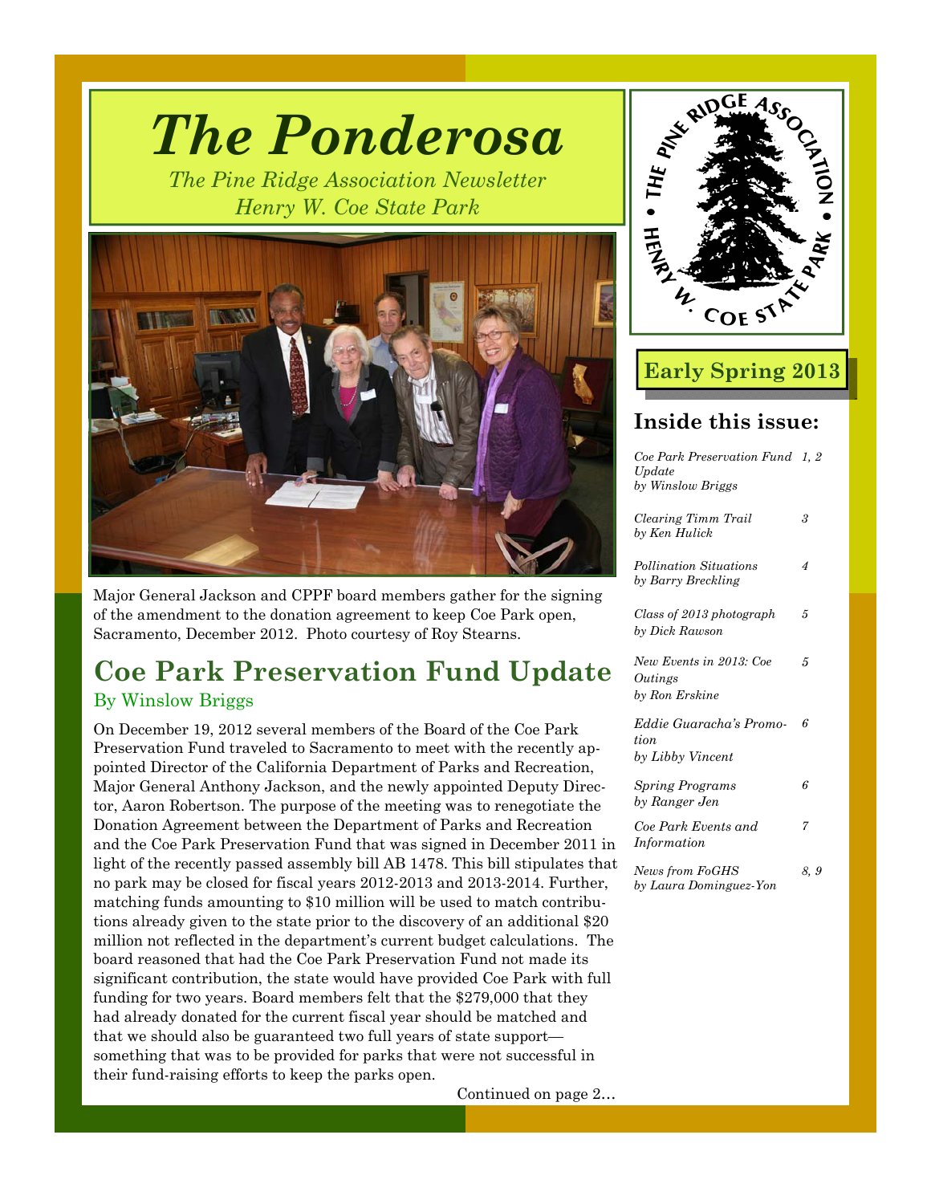# The Ponderosa

*The Pine Ridge Association Newsletter*
*Henry W. Coe State Park*

**Early Spring 2013**

Major General Jackson and CPPF board members gather for the signing of the amendment to the donation agreement to keep Coe Park open, Sacramento, December 2012. Photo courtesy of Roy Stearns.

## Coe Park Preservation Fund Update

By Winslow Briggs

On December 19, 2012 several members of the Board of the Coe Park Preservation Fund traveled to Sacramento to meet with the recently appointed Director of the California Department of Parks and Recreation, Major General Anthony Jackson, and the newly appointed Deputy Director, Aaron Robertson. The purpose of the meeting was to renegotiate the Donation Agreement between the Department of Parks and Recreation and the Coe Park Preservation Fund that was signed in December 2011 in light of the recently passed assembly bill AB 1478. This bill stipulates that no park may be closed for fiscal years 2012-2013 and 2013-2014. Further, matching funds amounting to $10 million will be used to match contributions already given to the state prior to the discovery of an additional $20 million not reflected in the department's current budget calculations. The board reasoned that had the Coe Park Preservation Fund not made its significant contribution, the state would have provided Coe Park with full funding for two years. Board members felt that the $279,000 that they had already donated for the current fiscal year should be matched and that we should also be guaranteed two full years of state support—something that was to be provided for parks that were not successful in their fund-raising efforts to keep the parks open.

Continued on page 2…

## Inside this issue:

| | |
|---|---|
| *Coe Park Preservation Fund Update by Winslow Briggs* | *1, 2* |
| *Clearing Timm Trail by Ken Hulick* | *3* |
| *Pollination Situations by Barry Breckling* | *4* |
| *Class of 2013 photograph by Dick Rawson* | *5* |
| *New Events in 2013: Coe Outings by Ron Erskine* | *5* |
| *Eddie Guaracha's Promotion by Libby Vincent* | *6* |
| *Spring Programs by Ranger Jen* | *6* |
| *Coe Park Events and Information* | *7* |
| *News from FoGHS by Laura Dominguez-Yon* | *8, 9* |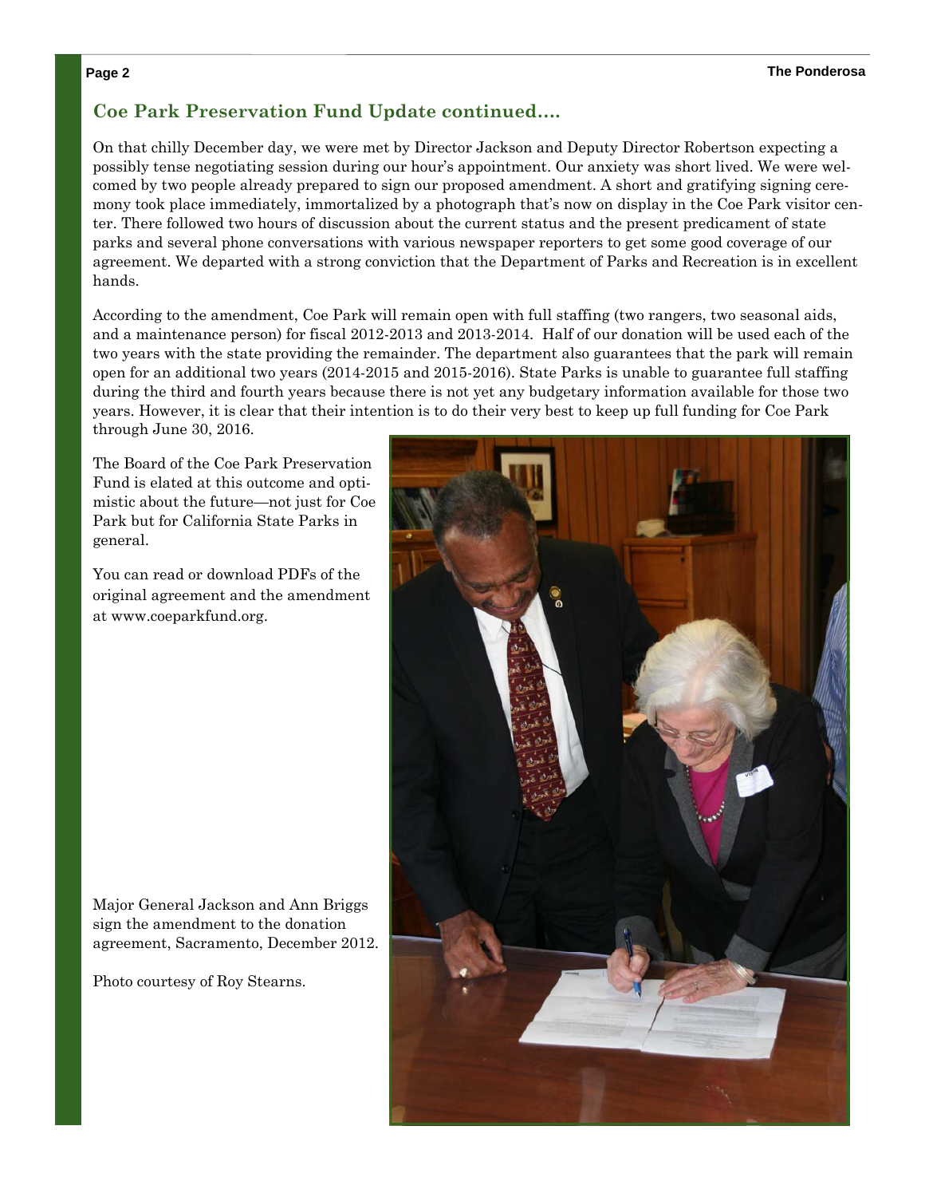## Coe Park Preservation Fund Update continued....

On that chilly December day, we were met by Director Jackson and Deputy Director Robertson expecting a possibly tense negotiating session during our hour's appointment. Our anxiety was short lived. We were welcomed by two people already prepared to sign our proposed amendment. A short and gratifying signing ceremony took place immediately, immortalized by a photograph that's now on display in the Coe Park visitor center. There followed two hours of discussion about the current status and the present predicament of state parks and several phone conversations with various newspaper reporters to get some good coverage of our agreement. We departed with a strong conviction that the Department of Parks and Recreation is in excellent hands.

According to the amendment, Coe Park will remain open with full staffing (two rangers, two seasonal aids, and a maintenance person) for fiscal 2012-2013 and 2013-2014. Half of our donation will be used each of the two years with the state providing the remainder. The department also guarantees that the park will remain open for an additional two years (2014-2015 and 2015-2016). State Parks is unable to guarantee full staffing during the third and fourth years because there is not yet any budgetary information available for those two years. However, it is clear that their intention is to do their very best to keep up full funding for Coe Park through June 30, 2016.

The Board of the Coe Park Preservation Fund is elated at this outcome and optimistic about the future—not just for Coe Park but for California State Parks in general.

You can read or download PDFs of the original agreement and the amendment at www.coeparkfund.org.

Major General Jackson and Ann Briggs sign the amendment to the donation agreement, Sacramento, December 2012.

Photo courtesy of Roy Stearns.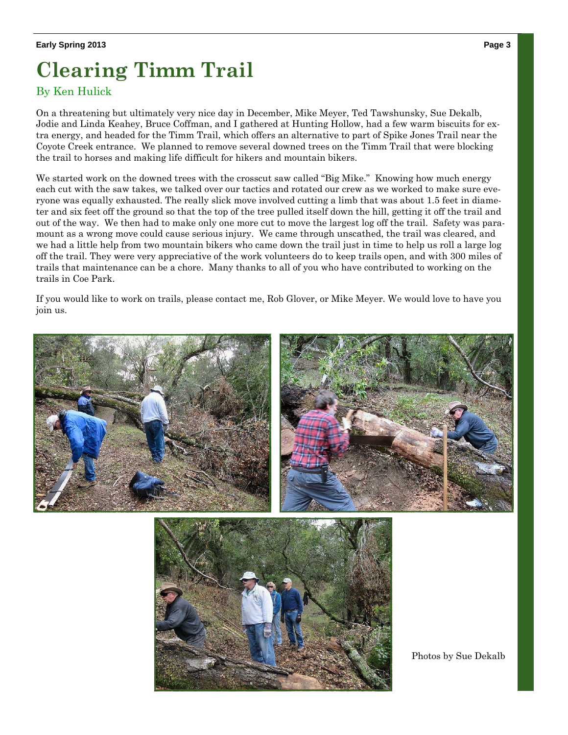# Clearing Timm Trail

By Ken Hulick

On a threatening but ultimately very nice day in December, Mike Meyer, Ted Tawshunsky, Sue Dekalb, Jodie and Linda Keahey, Bruce Coffman, and I gathered at Hunting Hollow, had a few warm biscuits for extra energy, and headed for the Timm Trail, which offers an alternative to part of Spike Jones Trail near the Coyote Creek entrance. We planned to remove several downed trees on the Timm Trail that were blocking the trail to horses and making life difficult for hikers and mountain bikers.

We started work on the downed trees with the crosscut saw called "Big Mike." Knowing how much energy each cut with the saw takes, we talked over our tactics and rotated our crew as we worked to make sure everyone was equally exhausted. The really slick move involved cutting a limb that was about 1.5 feet in diameter and six feet off the ground so that the top of the tree pulled itself down the hill, getting it off the trail and out of the way. We then had to make only one more cut to move the largest log off the trail. Safety was paramount as a wrong move could cause serious injury. We came through unscathed, the trail was cleared, and we had a little help from two mountain bikers who came down the trail just in time to help us roll a large log off the trail. They were very appreciative of the work volunteers do to keep trails open, and with 300 miles of trails that maintenance can be a chore. Many thanks to all of you who have contributed to working on the trails in Coe Park.

If you would like to work on trails, please contact me, Rob Glover, or Mike Meyer. We would love to have you join us.

Photos by Sue Dekalb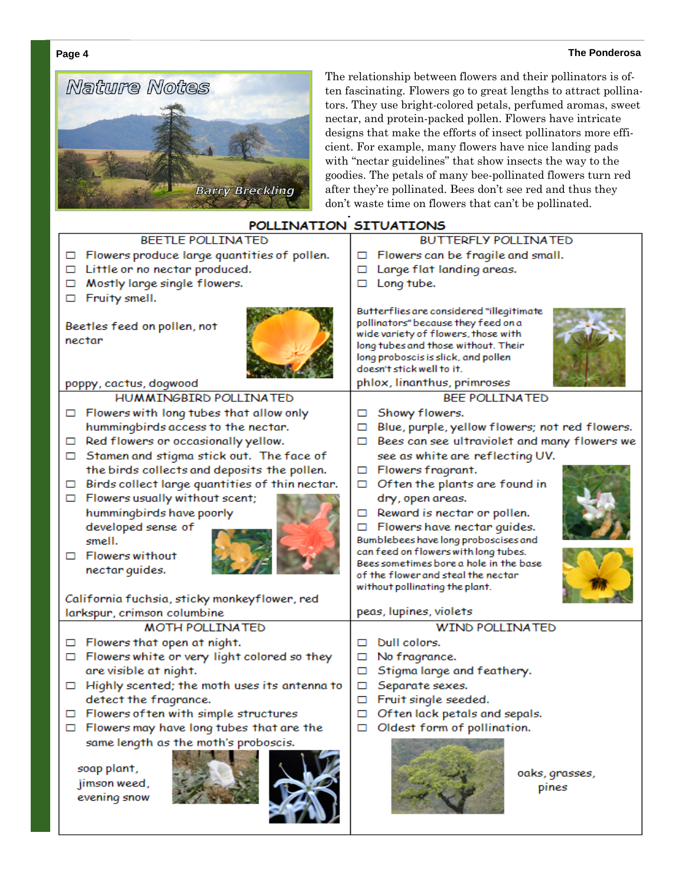## Nature Notes

Barry Breckling

The relationship between flowers and their pollinators is often fascinating. Flowers go to great lengths to attract pollinators. They use bright-colored petals, perfumed aromas, sweet nectar, and protein-packed pollen. Flowers have intricate designs that make the efforts of insect pollinators more efficient. For example, many flowers have nice landing pads with "nectar guidelines" that show insects the way to the goodies. The petals of many bee-pollinated flowers turn red after they're pollinated. Bees don't see red and thus they don't waste time on flowers that can't be pollinated.

## POLLINATION SITUATIONS

### BEETLE POLLINATED

- ☐ Flowers produce large quantities of pollen.
- ☐ Little or no nectar produced.
- ☐ Mostly large single flowers.
- ☐ Fruity smell.

Beetles feed on pollen, not nectar

poppy, cactus, dogwood

### BUTTERFLY POLLINATED

- ☐ Flowers can be fragile and small.
- ☐ Large flat landing areas.
- ☐ Long tube.

Butterflies are considered "illegitimate pollinators" because they feed on a wide variety of flowers, those with long tubes and those without. Their long proboscis is slick, and pollen doesn't stick well to it.

phlox, linanthus, primroses

### HUMMINGBIRD POLLINATED

- ☐ Flowers with long tubes that allow only hummingbirds access to the nectar.
- ☐ Red flowers or occasionally yellow.
- ☐ Stamen and stigma stick out. The face of the birds collects and deposits the pollen.
- ☐ Birds collect large quantities of thin nectar.
- ☐ Flowers usually without scent; hummingbirds have poorly developed sense of smell.
- ☐ Flowers without nectar guides.

California fuchsia, sticky monkeyflower, red larkspur, crimson columbine

### BEE POLLINATED

- ☐ Showy flowers.
- ☐ Blue, purple, yellow flowers; not red flowers.
- ☐ Bees can see ultraviolet and many flowers we see as white are reflecting UV.
- ☐ Flowers fragrant.
- ☐ Often the plants are found in dry, open areas.
- ☐ Reward is nectar or pollen.
- ☐ Flowers have nectar guides.

Bumblebees have long proboscises and can feed on flowers with long tubes. Bees sometimes bore a hole in the base of the flower and steal the nectar without pollinating the plant.

peas, lupines, violets

### MOTH POLLINATED

- ☐ Flowers that open at night.
- ☐ Flowers white or very light colored so they are visible at night.
- ☐ Highly scented; the moth uses its antenna to detect the fragrance.
- ☐ Flowers often with simple structures
- ☐ Flowers may have long tubes that are the same length as the moth's proboscis.

soap plant, jimson weed, evening snow

### WIND POLLINATED

- ☐ Dull colors.
- ☐ No fragrance.
- ☐ Stigma large and feathery.
- ☐ Separate sexes.
- ☐ Fruit single seeded.
- ☐ Often lack petals and sepals.
- ☐ Oldest form of pollination.

oaks, grasses, pines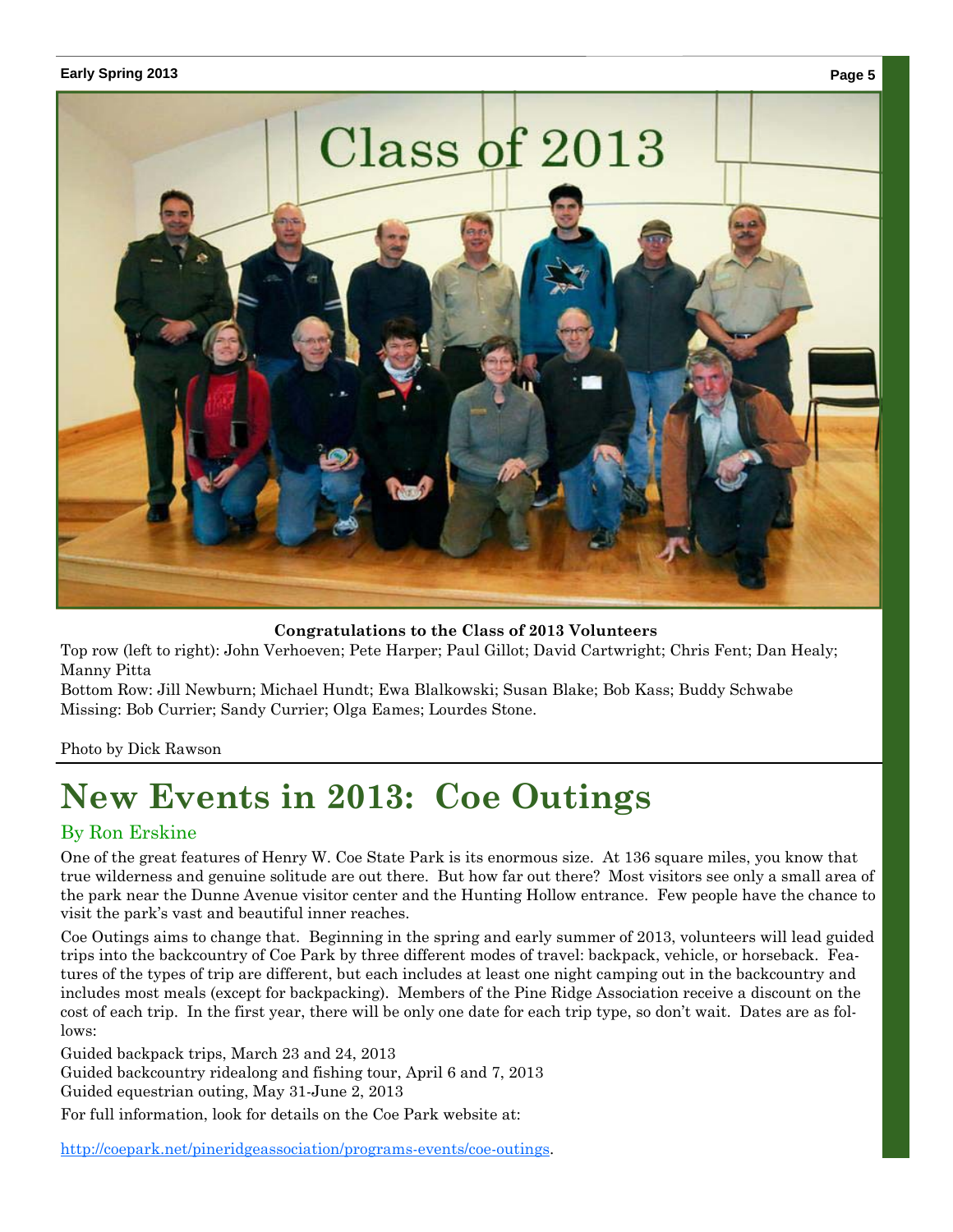**Congratulations to the Class of 2013 Volunteers**

Top row (left to right): John Verhoeven; Pete Harper; Paul Gillot; David Cartwright; Chris Fent; Dan Healy; Manny Pitta

Bottom Row: Jill Newburn; Michael Hundt; Ewa Blalkowski; Susan Blake; Bob Kass; Buddy Schwabe

Missing: Bob Currier; Sandy Currier; Olga Eames; Lourdes Stone.

Photo by Dick Rawson

# New Events in 2013: Coe Outings

By Ron Erskine

One of the great features of Henry W. Coe State Park is its enormous size. At 136 square miles, you know that true wilderness and genuine solitude are out there. But how far out there? Most visitors see only a small area of the park near the Dunne Avenue visitor center and the Hunting Hollow entrance. Few people have the chance to visit the park's vast and beautiful inner reaches.

Coe Outings aims to change that. Beginning in the spring and early summer of 2013, volunteers will lead guided trips into the backcountry of Coe Park by three different modes of travel: backpack, vehicle, or horseback. Features of the types of trip are different, but each includes at least one night camping out in the backcountry and includes most meals (except for backpacking). Members of the Pine Ridge Association receive a discount on the cost of each trip. In the first year, there will be only one date for each trip type, so don't wait. Dates are as follows:

Guided backpack trips, March 23 and 24, 2013
Guided backcountry ridealong and fishing tour, April 6 and 7, 2013
Guided equestrian outing, May 31-June 2, 2013

For full information, look for details on the Coe Park website at:

http://coepark.net/pineridgeassociation/programs-events/coe-outings.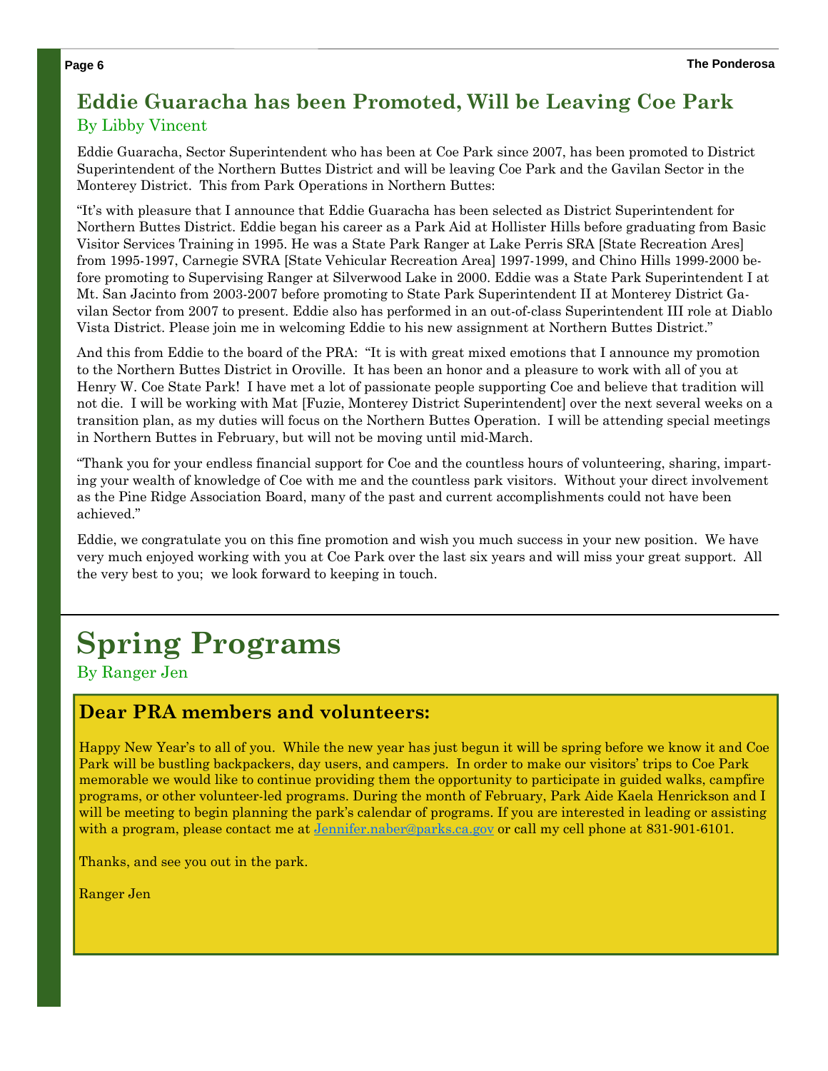## Eddie Guaracha has been Promoted, Will be Leaving Coe Park

By Libby Vincent

Eddie Guaracha, Sector Superintendent who has been at Coe Park since 2007, has been promoted to District Superintendent of the Northern Buttes District and will be leaving Coe Park and the Gavilan Sector in the Monterey District. This from Park Operations in Northern Buttes:

"It's with pleasure that I announce that Eddie Guaracha has been selected as District Superintendent for Northern Buttes District. Eddie began his career as a Park Aid at Hollister Hills before graduating from Basic Visitor Services Training in 1995. He was a State Park Ranger at Lake Perris SRA [State Recreation Ares] from 1995-1997, Carnegie SVRA [State Vehicular Recreation Area] 1997-1999, and Chino Hills 1999-2000 before promoting to Supervising Ranger at Silverwood Lake in 2000. Eddie was a State Park Superintendent I at Mt. San Jacinto from 2003-2007 before promoting to State Park Superintendent II at Monterey District Gavilan Sector from 2007 to present. Eddie also has performed in an out-of-class Superintendent III role at Diablo Vista District. Please join me in welcoming Eddie to his new assignment at Northern Buttes District."

And this from Eddie to the board of the PRA: "It is with great mixed emotions that I announce my promotion to the Northern Buttes District in Oroville. It has been an honor and a pleasure to work with all of you at Henry W. Coe State Park! I have met a lot of passionate people supporting Coe and believe that tradition will not die. I will be working with Mat [Fuzie, Monterey District Superintendent] over the next several weeks on a transition plan, as my duties will focus on the Northern Buttes Operation. I will be attending special meetings in Northern Buttes in February, but will not be moving until mid-March.

"Thank you for your endless financial support for Coe and the countless hours of volunteering, sharing, imparting your wealth of knowledge of Coe with me and the countless park visitors. Without your direct involvement as the Pine Ridge Association Board, many of the past and current accomplishments could not have been achieved."

Eddie, we congratulate you on this fine promotion and wish you much success in your new position. We have very much enjoyed working with you at Coe Park over the last six years and will miss your great support. All the very best to you; we look forward to keeping in touch.

# Spring Programs

By Ranger Jen

### Dear PRA members and volunteers:

Happy New Year's to all of you. While the new year has just begun it will be spring before we know it and Coe Park will be bustling backpackers, day users, and campers. In order to make our visitors' trips to Coe Park memorable we would like to continue providing them the opportunity to participate in guided walks, campfire programs, or other volunteer-led programs. During the month of February, Park Aide Kaela Henrickson and I will be meeting to begin planning the park's calendar of programs. If you are interested in leading or assisting with a program, please contact me at Jennifer.naber@parks.ca.gov or call my cell phone at 831-901-6101.

Thanks, and see you out in the park.

Ranger Jen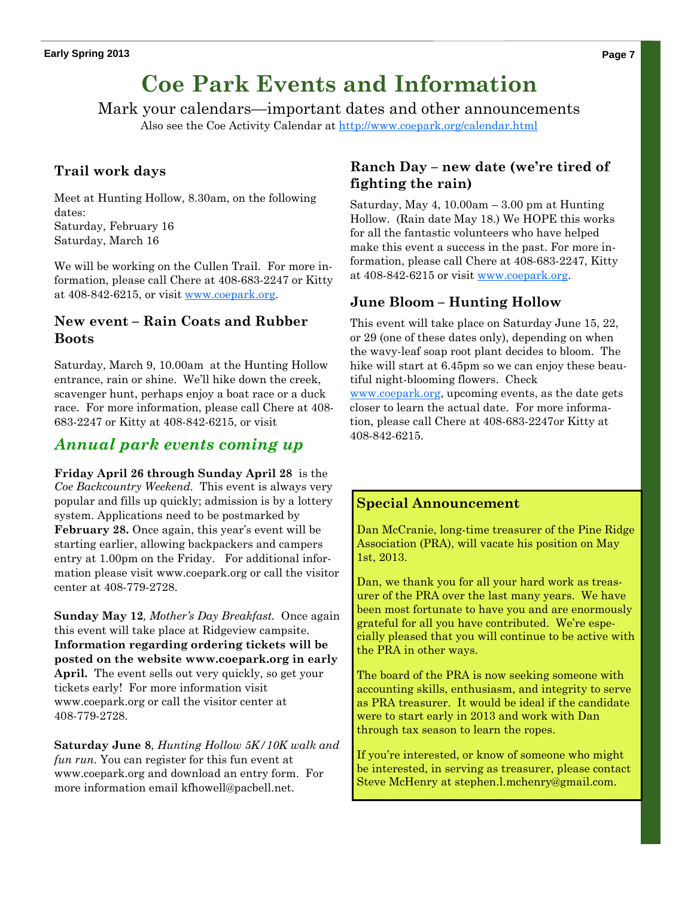# Coe Park Events and Information

Mark your calendars—important dates and other announcements

Also see the Coe Activity Calendar at http://www.coepark.org/calendar.html

### Trail work days

Meet at Hunting Hollow, 8.30am, on the following dates:
Saturday, February 16
Saturday, March 16

We will be working on the Cullen Trail. For more information, please call Chere at 408-683-2247 or Kitty at 408-842-6215, or visit www.coepark.org.

### New event – Rain Coats and Rubber Boots

Saturday, March 9, 10.00am at the Hunting Hollow entrance, rain or shine. We'll hike down the creek, scavenger hunt, perhaps enjoy a boat race or a duck race. For more information, please call Chere at 408-683-2247 or Kitty at 408-842-6215, or visit

## *Annual park events coming up*

**Friday April 26 through Sunday April 28** is the *Coe Backcountry Weekend.* This event is always very popular and fills up quickly; admission is by a lottery system. Applications need to be postmarked by **February 28.** Once again, this year's event will be starting earlier, allowing backpackers and campers entry at 1.00pm on the Friday. For additional information please visit www.coepark.org or call the visitor center at 408-779-2728.

**Sunday May 12***, Mother's Day Breakfast.* Once again this event will take place at Ridgeview campsite. **Information regarding ordering tickets will be posted on the website www.coepark.org in early April.** The event sells out very quickly, so get your tickets early! For more information visit www.coepark.org or call the visitor center at 408-779-2728.

**Saturday June 8**, *Hunting Hollow 5K/10K walk and fun run.* You can register for this fun event at www.coepark.org and download an entry form. For more information email kfhowell@pacbell.net.

### Ranch Day – new date (we're tired of fighting the rain)

Saturday, May 4, 10.00am – 3.00 pm at Hunting Hollow. (Rain date May 18.) We HOPE this works for all the fantastic volunteers who have helped make this event a success in the past. For more information, please call Chere at 408-683-2247, Kitty at 408-842-6215 or visit www.coepark.org.

### June Bloom – Hunting Hollow

This event will take place on Saturday June 15, 22, or 29 (one of these dates only), depending on when the wavy-leaf soap root plant decides to bloom. The hike will start at 6.45pm so we can enjoy these beautiful night-blooming flowers. Check www.coepark.org, upcoming events, as the date gets closer to learn the actual date. For more information, please call Chere at 408-683-2247or Kitty at 408-842-6215.

### Special Announcement

Dan McCranie, long-time treasurer of the Pine Ridge Association (PRA), will vacate his position on May 1st, 2013.

Dan, we thank you for all your hard work as treasurer of the PRA over the last many years. We have been most fortunate to have you and are enormously grateful for all you have contributed. We're especially pleased that you will continue to be active with the PRA in other ways.

The board of the PRA is now seeking someone with accounting skills, enthusiasm, and integrity to serve as PRA treasurer. It would be ideal if the candidate were to start early in 2013 and work with Dan through tax season to learn the ropes.

If you're interested, or know of someone who might be interested, in serving as treasurer, please contact Steve McHenry at stephen.l.mchenry@gmail.com.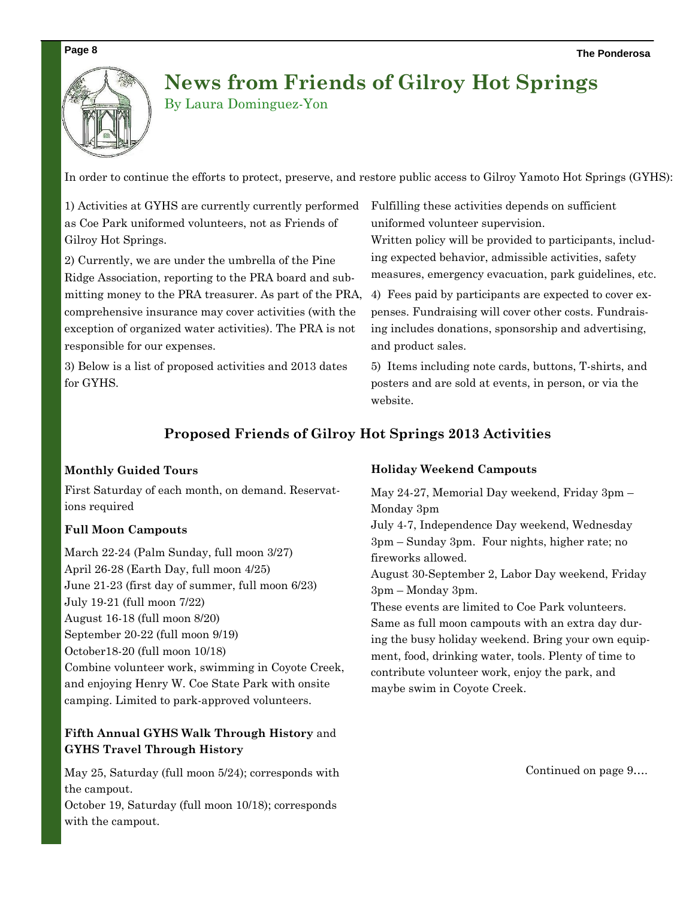# News from Friends of Gilroy Hot Springs

By Laura Dominguez-Yon

In order to continue the efforts to protect, preserve, and restore public access to Gilroy Yamoto Hot Springs (GYHS):

1) Activities at GYHS are currently currently performed as Coe Park uniformed volunteers, not as Friends of Gilroy Hot Springs.

2) Currently, we are under the umbrella of the Pine Ridge Association, reporting to the PRA board and submitting money to the PRA treasurer. As part of the PRA, comprehensive insurance may cover activities (with the exception of organized water activities). The PRA is not responsible for our expenses.

3) Below is a list of proposed activities and 2013 dates for GYHS.

Fulfilling these activities depends on sufficient uniformed volunteer supervision.

Written policy will be provided to participants, including expected behavior, admissible activities, safety measures, emergency evacuation, park guidelines, etc.

4) Fees paid by participants are expected to cover expenses. Fundraising will cover other costs. Fundraising includes donations, sponsorship and advertising, and product sales.

5) Items including note cards, buttons, T-shirts, and posters and are sold at events, in person, or via the website.

## Proposed Friends of Gilroy Hot Springs 2013 Activities

**Monthly Guided Tours**

First Saturday of each month, on demand. Reservations required

**Full Moon Campouts**

March 22-24 (Palm Sunday, full moon 3/27)
April 26-28 (Earth Day, full moon 4/25)
June 21-23 (first day of summer, full moon 6/23)
July 19-21 (full moon 7/22)
August 16-18 (full moon 8/20)
September 20-22 (full moon 9/19)
October18-20 (full moon 10/18)
Combine volunteer work, swimming in Coyote Creek, and enjoying Henry W. Coe State Park with onsite camping. Limited to park-approved volunteers.

**Fifth Annual GYHS Walk Through History** and **GYHS Travel Through History**

May 25, Saturday (full moon 5/24); corresponds with the campout.
October 19, Saturday (full moon 10/18); corresponds with the campout.

**Holiday Weekend Campouts**

May 24-27, Memorial Day weekend, Friday 3pm – Monday 3pm
July 4-7, Independence Day weekend, Wednesday 3pm – Sunday 3pm. Four nights, higher rate; no fireworks allowed.
August 30-September 2, Labor Day weekend, Friday 3pm – Monday 3pm.
These events are limited to Coe Park volunteers. Same as full moon campouts with an extra day during the busy holiday weekend. Bring your own equipment, food, drinking water, tools. Plenty of time to contribute volunteer work, enjoy the park, and maybe swim in Coyote Creek.

Continued on page 9….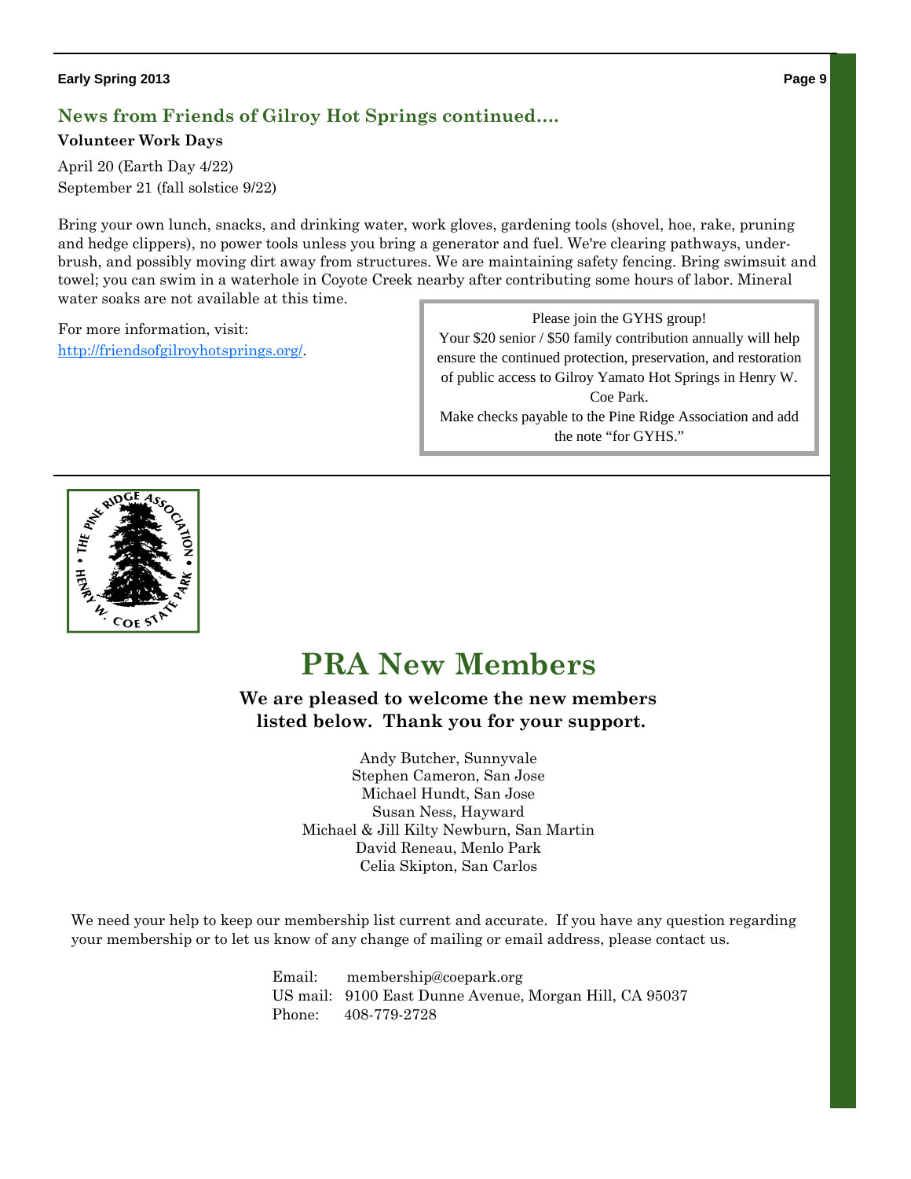## News from Friends of Gilroy Hot Springs continued....

**Volunteer Work Days**

April 20 (Earth Day 4/22)
September 21 (fall solstice 9/22)

Bring your own lunch, snacks, and drinking water, work gloves, gardening tools (shovel, hoe, rake, pruning and hedge clippers), no power tools unless you bring a generator and fuel. We're clearing pathways, under-brush, and possibly moving dirt away from structures. We are maintaining safety fencing. Bring swimsuit and towel; you can swim in a waterhole in Coyote Creek nearby after contributing some hours of labor. Mineral water soaks are not available at this time.

For more information, visit: [http://friendsofgilroyhotsprings.org/](http://friendsofgilroyhotsprings.org/).

> Please join the GYHS group!
> Your $20 senior / $50 family contribution annually will help ensure the continued protection, preservation, and restoration of public access to Gilroy Yamato Hot Springs in Henry W. Coe Park.
> Make checks payable to the Pine Ridge Association and add the note "for GYHS."

# PRA New Members

**We are pleased to welcome the new members listed below. Thank you for your support.**

Andy Butcher, Sunnyvale
Stephen Cameron, San Jose
Michael Hundt, San Jose
Susan Ness, Hayward
Michael & Jill Kilty Newburn, San Martin
David Reneau, Menlo Park
Celia Skipton, San Carlos

We need your help to keep our membership list current and accurate. If you have any question regarding your membership or to let us know of any change of mailing or email address, please contact us.

Email: membership@coepark.org
US mail: 9100 East Dunne Avenue, Morgan Hill, CA 95037
Phone: 408-779-2728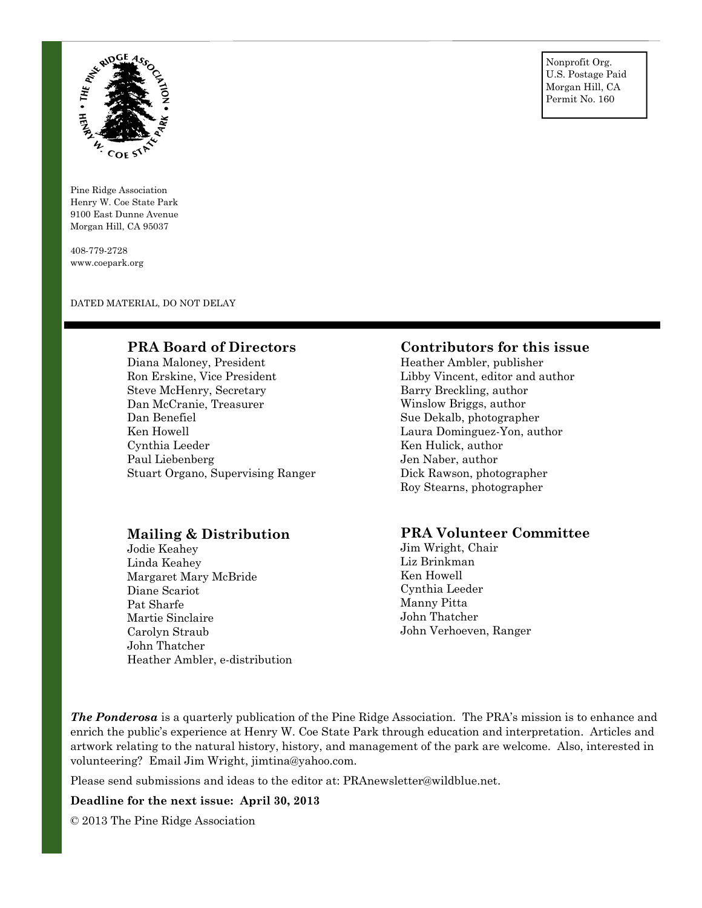Nonprofit Org.
U.S. Postage Paid
Morgan Hill, CA
Permit No. 160

Pine Ridge Association
Henry W. Coe State Park
9100 East Dunne Avenue
Morgan Hill, CA 95037

408-779-2728
www.coepark.org

DATED MATERIAL, DO NOT DELAY

## PRA Board of Directors

Diana Maloney, President
Ron Erskine, Vice President
Steve McHenry, Secretary
Dan McCranie, Treasurer
Dan Benefiel
Ken Howell
Cynthia Leeder
Paul Liebenberg
Stuart Organo, Supervising Ranger

## Contributors for this issue

Heather Ambler, publisher
Libby Vincent, editor and author
Barry Breckling, author
Winslow Briggs, author
Sue Dekalb, photographer
Laura Dominguez-Yon, author
Ken Hulick, author
Jen Naber, author
Dick Rawson, photographer
Roy Stearns, photographer

## Mailing & Distribution

Jodie Keahey
Linda Keahey
Margaret Mary McBride
Diane Scariot
Pat Sharfe
Martie Sinclaire
Carolyn Straub
John Thatcher
Heather Ambler, e-distribution

## PRA Volunteer Committee

Jim Wright, Chair
Liz Brinkman
Ken Howell
Cynthia Leeder
Manny Pitta
John Thatcher
John Verhoeven, Ranger

***The Ponderosa*** is a quarterly publication of the Pine Ridge Association. The PRA's mission is to enhance and enrich the public's experience at Henry W. Coe State Park through education and interpretation. Articles and artwork relating to the natural history, history, and management of the park are welcome. Also, interested in volunteering? Email Jim Wright, jimtina@yahoo.com.

Please send submissions and ideas to the editor at: PRAnewsletter@wildblue.net.

**Deadline for the next issue: April 30, 2013**

© 2013 The Pine Ridge Association